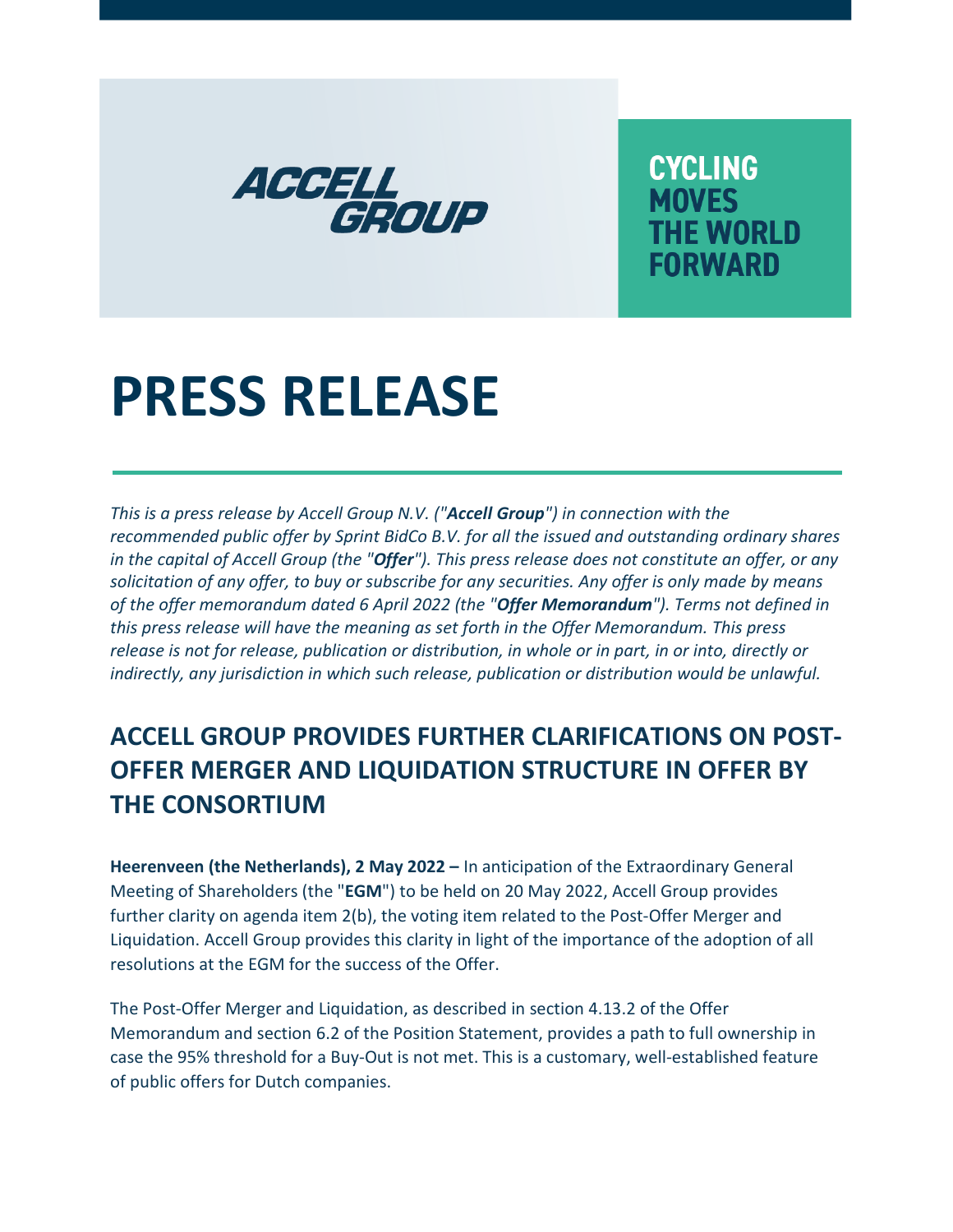ACCELL GROUP

CYCLING MOVES THE WORLD FORWARD

# PRESS RELEASE

*This is a press release by Accell Group N.V. ("**Accell Group**") in connection with the recommended public offer by Sprint BidCo B.V. for all the issued and outstanding ordinary shares in the capital of Accell Group (the "**Offer**"). This press release does not constitute an offer, or any solicitation of any offer, to buy or subscribe for any securities. Any offer is only made by means of the offer memorandum dated 6 April 2022 (the "**Offer Memorandum**"). Terms not defined in this press release will have the meaning as set forth in the Offer Memorandum. This press release is not for release, publication or distribution, in whole or in part, in or into, directly or indirectly, any jurisdiction in which such release, publication or distribution would be unlawful.*

## ACCELL GROUP PROVIDES FURTHER CLARIFICATIONS ON POST-OFFER MERGER AND LIQUIDATION STRUCTURE IN OFFER BY THE CONSORTIUM

**Heerenveen (the Netherlands), 2 May 2022 –** In anticipation of the Extraordinary General Meeting of Shareholders (the "**EGM**") to be held on 20 May 2022, Accell Group provides further clarity on agenda item 2(b), the voting item related to the Post-Offer Merger and Liquidation. Accell Group provides this clarity in light of the importance of the adoption of all resolutions at the EGM for the success of the Offer.

The Post-Offer Merger and Liquidation, as described in section 4.13.2 of the Offer Memorandum and section 6.2 of the Position Statement, provides a path to full ownership in case the 95% threshold for a Buy-Out is not met. This is a customary, well-established feature of public offers for Dutch companies.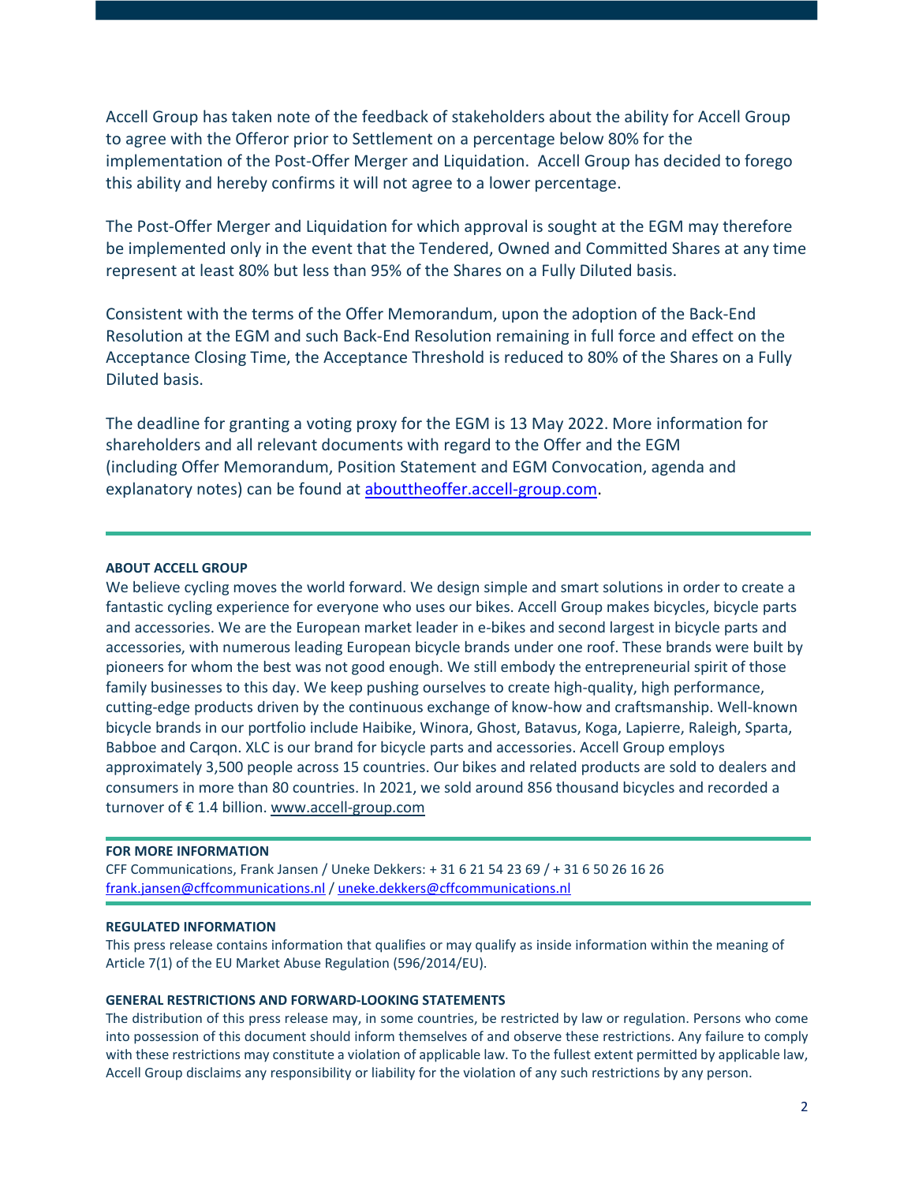Accell Group has taken note of the feedback of stakeholders about the ability for Accell Group to agree with the Offeror prior to Settlement on a percentage below 80% for the implementation of the Post-Offer Merger and Liquidation. Accell Group has decided to forego this ability and hereby confirms it will not agree to a lower percentage.

The Post-Offer Merger and Liquidation for which approval is sought at the EGM may therefore be implemented only in the event that the Tendered, Owned and Committed Shares at any time represent at least 80% but less than 95% of the Shares on a Fully Diluted basis.

Consistent with the terms of the Offer Memorandum, upon the adoption of the Back-End Resolution at the EGM and such Back-End Resolution remaining in full force and effect on the Acceptance Closing Time, the Acceptance Threshold is reduced to 80% of the Shares on a Fully Diluted basis.

The deadline for granting a voting proxy for the EGM is 13 May 2022. More information for shareholders and all relevant documents with regard to the Offer and the EGM (including Offer Memorandum, Position Statement and EGM Convocation, agenda and explanatory notes) can be found at [abouttheoffer.accell-group.com](abouttheoffer.accell-group.com).

---

**ABOUT ACCELL GROUP**

We believe cycling moves the world forward. We design simple and smart solutions in order to create a fantastic cycling experience for everyone who uses our bikes. Accell Group makes bicycles, bicycle parts and accessories. We are the European market leader in e-bikes and second largest in bicycle parts and accessories, with numerous leading European bicycle brands under one roof. These brands were built by pioneers for whom the best was not good enough. We still embody the entrepreneurial spirit of those family businesses to this day. We keep pushing ourselves to create high-quality, high performance, cutting-edge products driven by the continuous exchange of know-how and craftsmanship. Well-known bicycle brands in our portfolio include Haibike, Winora, Ghost, Batavus, Koga, Lapierre, Raleigh, Sparta, Babboe and Carqon. XLC is our brand for bicycle parts and accessories. Accell Group employs approximately 3,500 people across 15 countries. Our bikes and related products are sold to dealers and consumers in more than 80 countries. In 2021, we sold around 856 thousand bicycles and recorded a turnover of € 1.4 billion. www.accell-group.com

---

**FOR MORE INFORMATION**

CFF Communications, Frank Jansen / Uneke Dekkers: + 31 6 21 54 23 69 / + 31 6 50 26 16 26
frank.jansen@cffcommunications.nl / uneke.dekkers@cffcommunications.nl

---

**REGULATED INFORMATION**

This press release contains information that qualifies or may qualify as inside information within the meaning of Article 7(1) of the EU Market Abuse Regulation (596/2014/EU).

**GENERAL RESTRICTIONS AND FORWARD-LOOKING STATEMENTS**

The distribution of this press release may, in some countries, be restricted by law or regulation. Persons who come into possession of this document should inform themselves of and observe these restrictions. Any failure to comply with these restrictions may constitute a violation of applicable law. To the fullest extent permitted by applicable law, Accell Group disclaims any responsibility or liability for the violation of any such restrictions by any person.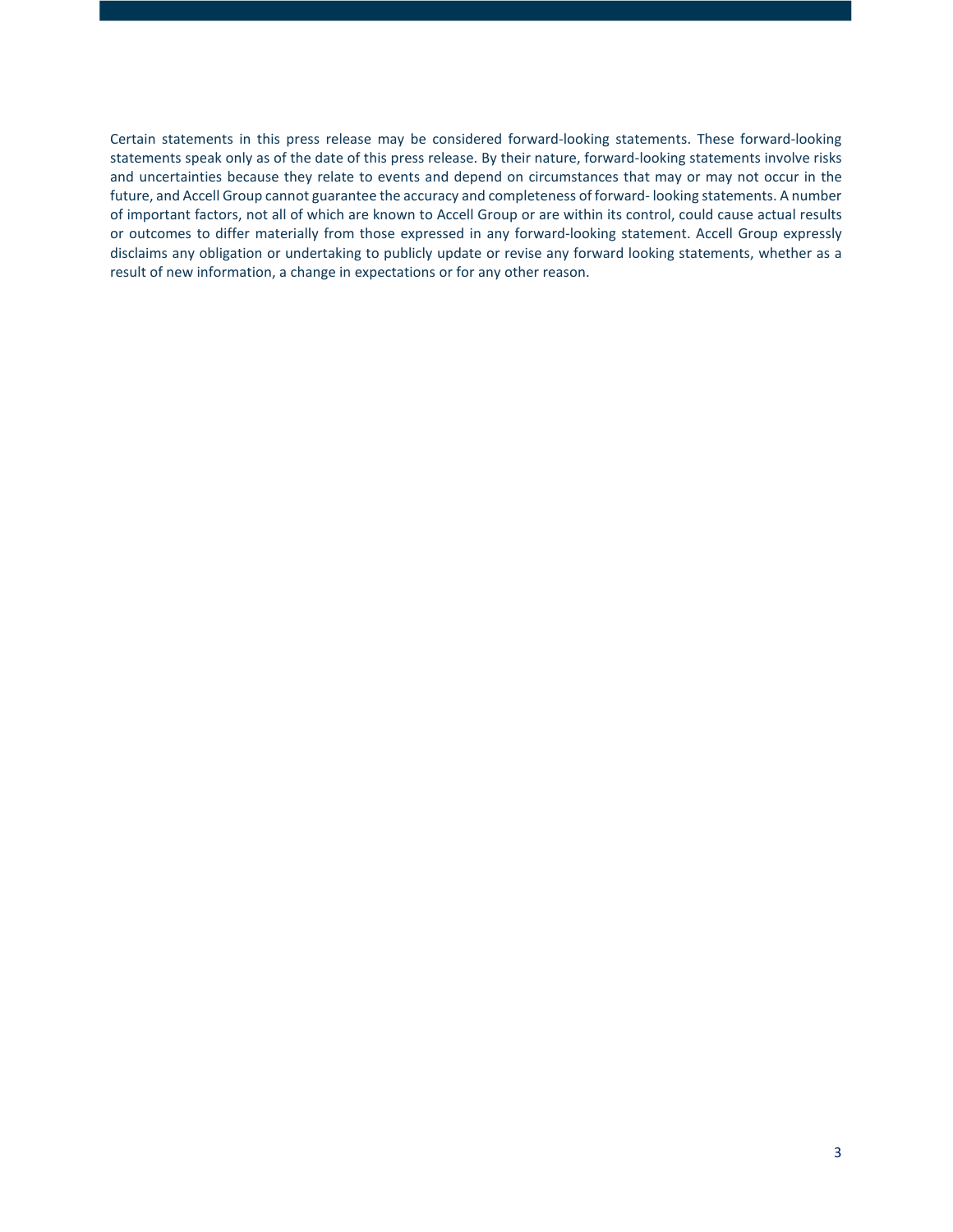Certain statements in this press release may be considered forward-looking statements. These forward-looking statements speak only as of the date of this press release. By their nature, forward-looking statements involve risks and uncertainties because they relate to events and depend on circumstances that may or may not occur in the future, and Accell Group cannot guarantee the accuracy and completeness of forward- looking statements. A number of important factors, not all of which are known to Accell Group or are within its control, could cause actual results or outcomes to differ materially from those expressed in any forward-looking statement. Accell Group expressly disclaims any obligation or undertaking to publicly update or revise any forward looking statements, whether as a result of new information, a change in expectations or for any other reason.